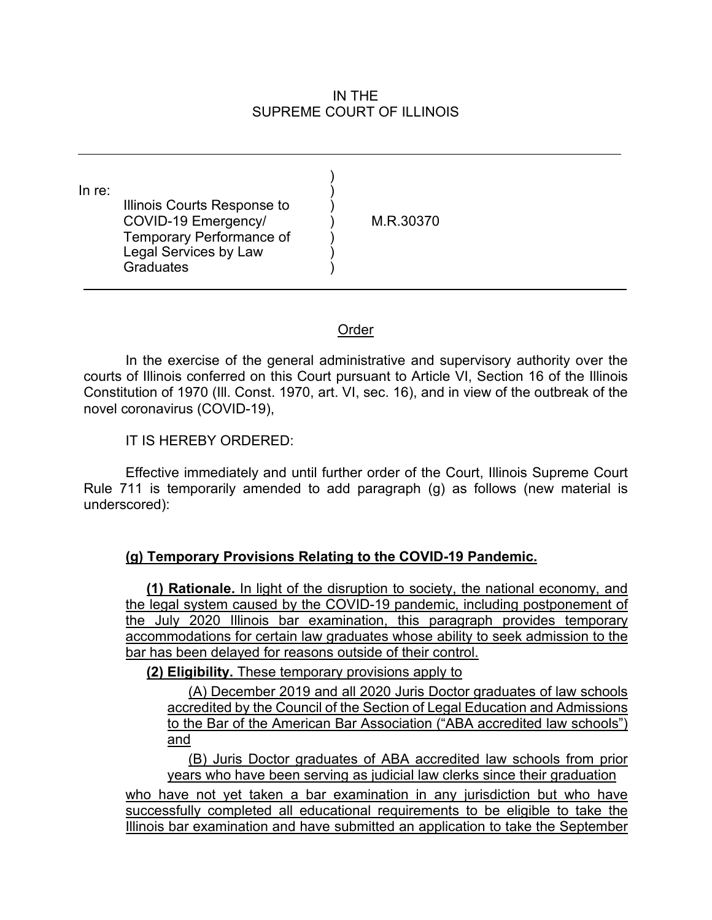IN THE
SUPREME COURT OF ILLINOIS

In re:
Illinois Courts Response to COVID-19 Emergency/ Temporary Performance of Legal Services by Law Graduates

M.R.30370

Order

In the exercise of the general administrative and supervisory authority over the courts of Illinois conferred on this Court pursuant to Article VI, Section 16 of the Illinois Constitution of 1970 (Ill. Const. 1970, art. VI, sec. 16), and in view of the outbreak of the novel coronavirus (COVID-19),

IT IS HEREBY ORDERED:

Effective immediately and until further order of the Court, Illinois Supreme Court Rule 711 is temporarily amended to add paragraph (g) as follows (new material is underscored):

**(g) Temporary Provisions Relating to the COVID-19 Pandemic.**

**(1) Rationale.** In light of the disruption to society, the national economy, and the legal system caused by the COVID-19 pandemic, including postponement of the July 2020 Illinois bar examination, this paragraph provides temporary accommodations for certain law graduates whose ability to seek admission to the bar has been delayed for reasons outside of their control.

**(2) Eligibility.** These temporary provisions apply to

(A) December 2019 and all 2020 Juris Doctor graduates of law schools accredited by the Council of the Section of Legal Education and Admissions to the Bar of the American Bar Association ("ABA accredited law schools") and

(B) Juris Doctor graduates of ABA accredited law schools from prior years who have been serving as judicial law clerks since their graduation

who have not yet taken a bar examination in any jurisdiction but who have successfully completed all educational requirements to be eligible to take the Illinois bar examination and have submitted an application to take the September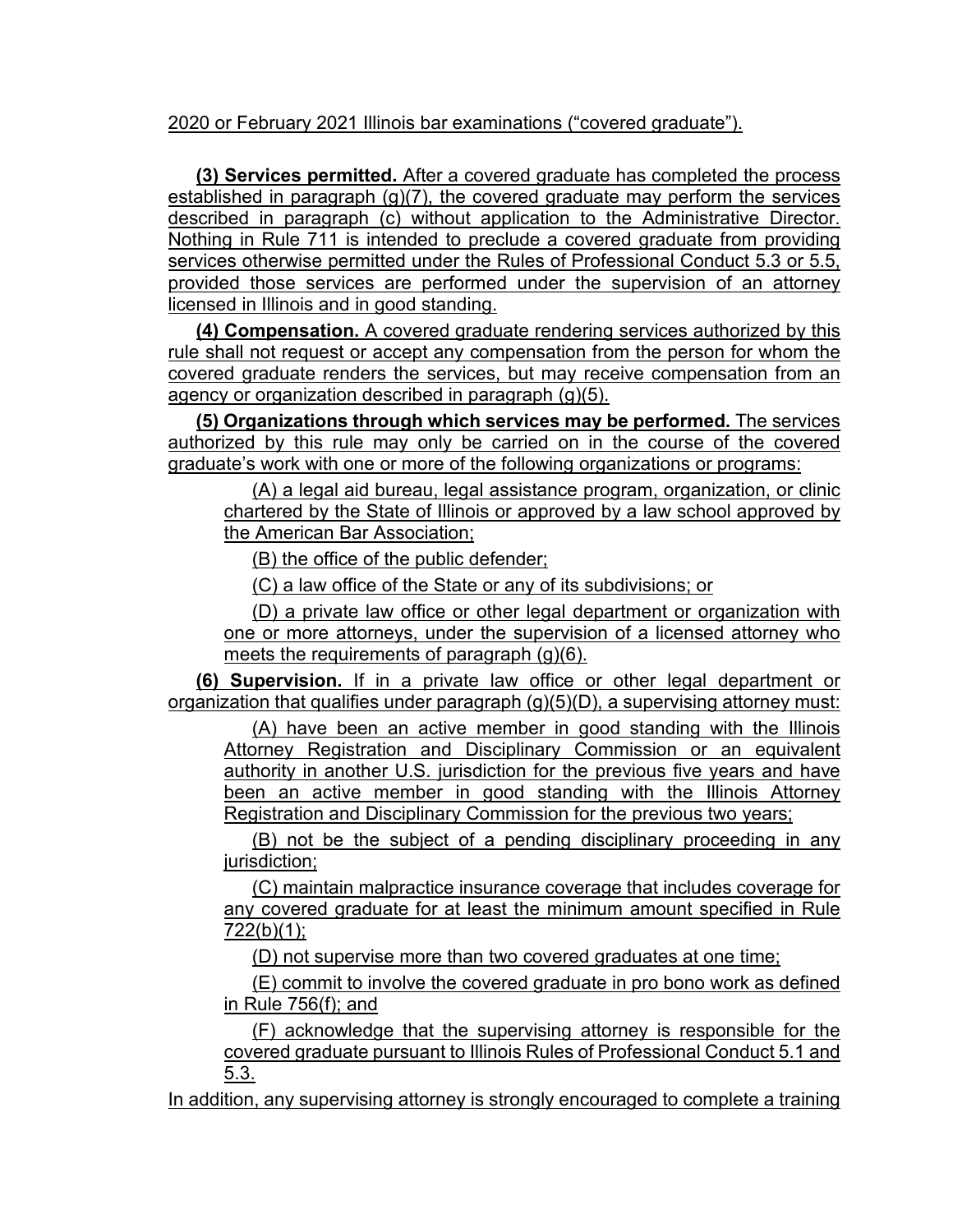2020 or February 2021 Illinois bar examinations (“covered graduate”).

**(3) Services permitted.** After a covered graduate has completed the process established in paragraph (g)(7), the covered graduate may perform the services described in paragraph (c) without application to the Administrative Director. Nothing in Rule 711 is intended to preclude a covered graduate from providing services otherwise permitted under the Rules of Professional Conduct 5.3 or 5.5, provided those services are performed under the supervision of an attorney licensed in Illinois and in good standing.

**(4) Compensation.** A covered graduate rendering services authorized by this rule shall not request or accept any compensation from the person for whom the covered graduate renders the services, but may receive compensation from an agency or organization described in paragraph (g)(5).

**(5) Organizations through which services may be performed.** The services authorized by this rule may only be carried on in the course of the covered graduate’s work with one or more of the following organizations or programs:

(A) a legal aid bureau, legal assistance program, organization, or clinic chartered by the State of Illinois or approved by a law school approved by the American Bar Association;

(B) the office of the public defender;

(C) a law office of the State or any of its subdivisions; or

(D) a private law office or other legal department or organization with one or more attorneys, under the supervision of a licensed attorney who meets the requirements of paragraph (g)(6).

**(6) Supervision.** If in a private law office or other legal department or organization that qualifies under paragraph (g)(5)(D), a supervising attorney must:

(A) have been an active member in good standing with the Illinois Attorney Registration and Disciplinary Commission or an equivalent authority in another U.S. jurisdiction for the previous five years and have been an active member in good standing with the Illinois Attorney Registration and Disciplinary Commission for the previous two years;

(B) not be the subject of a pending disciplinary proceeding in any jurisdiction;

(C) maintain malpractice insurance coverage that includes coverage for any covered graduate for at least the minimum amount specified in Rule 722(b)(1);

(D) not supervise more than two covered graduates at one time;

(E) commit to involve the covered graduate in pro bono work as defined in Rule 756(f); and

(F) acknowledge that the supervising attorney is responsible for the covered graduate pursuant to Illinois Rules of Professional Conduct 5.1 and 5.3.

In addition, any supervising attorney is strongly encouraged to complete a training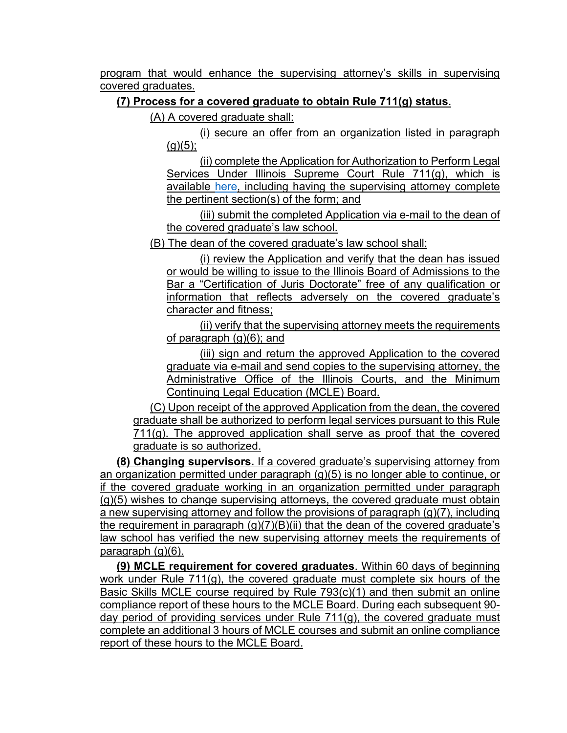program that would enhance the supervising attorney's skills in supervising covered graduates.

**(7) Process for a covered graduate to obtain Rule 711(g) status**.

(A) A covered graduate shall:

(i) secure an offer from an organization listed in paragraph (g)(5);

(ii) complete the Application for Authorization to Perform Legal Services Under Illinois Supreme Court Rule 711(g), which is available here, including having the supervising attorney complete the pertinent section(s) of the form; and

(iii) submit the completed Application via e-mail to the dean of the covered graduate's law school.

(B) The dean of the covered graduate's law school shall:

(i) review the Application and verify that the dean has issued or would be willing to issue to the Illinois Board of Admissions to the Bar a "Certification of Juris Doctorate" free of any qualification or information that reflects adversely on the covered graduate's character and fitness;

(ii) verify that the supervising attorney meets the requirements of paragraph (g)(6); and

(iii) sign and return the approved Application to the covered graduate via e-mail and send copies to the supervising attorney, the Administrative Office of the Illinois Courts, and the Minimum Continuing Legal Education (MCLE) Board.

(C) Upon receipt of the approved Application from the dean, the covered graduate shall be authorized to perform legal services pursuant to this Rule 711(g). The approved application shall serve as proof that the covered graduate is so authorized.

**(8) Changing supervisors.** If a covered graduate's supervising attorney from an organization permitted under paragraph (g)(5) is no longer able to continue, or if the covered graduate working in an organization permitted under paragraph (g)(5) wishes to change supervising attorneys, the covered graduate must obtain a new supervising attorney and follow the provisions of paragraph (g)(7), including the requirement in paragraph (g)(7)(B)(ii) that the dean of the covered graduate's law school has verified the new supervising attorney meets the requirements of paragraph (g)(6).

**(9) MCLE requirement for covered graduates**. Within 60 days of beginning work under Rule 711(g), the covered graduate must complete six hours of the Basic Skills MCLE course required by Rule 793(c)(1) and then submit an online compliance report of these hours to the MCLE Board. During each subsequent 90-day period of providing services under Rule 711(g), the covered graduate must complete an additional 3 hours of MCLE courses and submit an online compliance report of these hours to the MCLE Board.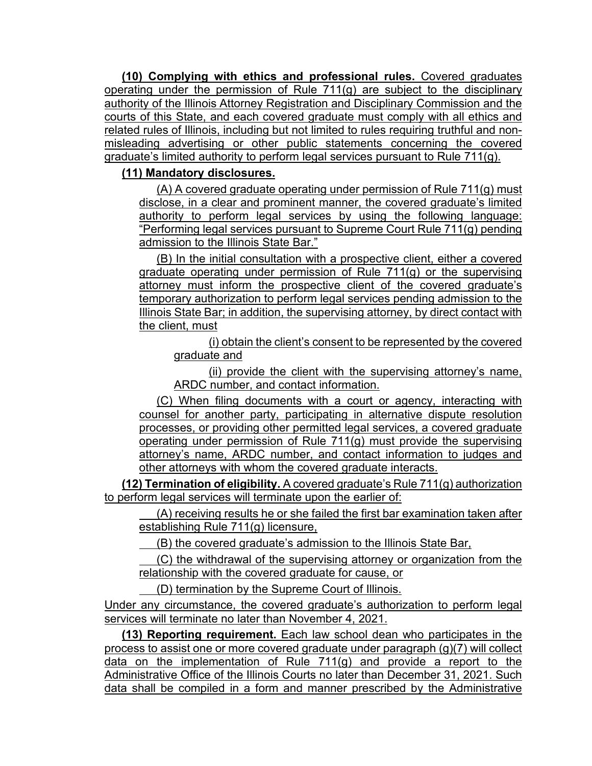**(10) Complying with ethics and professional rules.** Covered graduates operating under the permission of Rule 711(g) are subject to the disciplinary authority of the Illinois Attorney Registration and Disciplinary Commission and the courts of this State, and each covered graduate must comply with all ethics and related rules of Illinois, including but not limited to rules requiring truthful and non-misleading advertising or other public statements concerning the covered graduate's limited authority to perform legal services pursuant to Rule 711(g).

**(11) Mandatory disclosures.**

(A) A covered graduate operating under permission of Rule 711(g) must disclose, in a clear and prominent manner, the covered graduate's limited authority to perform legal services by using the following language: "Performing legal services pursuant to Supreme Court Rule 711(g) pending admission to the Illinois State Bar."

(B) In the initial consultation with a prospective client, either a covered graduate operating under permission of Rule 711(g) or the supervising attorney must inform the prospective client of the covered graduate's temporary authorization to perform legal services pending admission to the Illinois State Bar; in addition, the supervising attorney, by direct contact with the client, must

(i) obtain the client's consent to be represented by the covered graduate and

(ii) provide the client with the supervising attorney's name, ARDC number, and contact information.

(C) When filing documents with a court or agency, interacting with counsel for another party, participating in alternative dispute resolution processes, or providing other permitted legal services, a covered graduate operating under permission of Rule 711(g) must provide the supervising attorney's name, ARDC number, and contact information to judges and other attorneys with whom the covered graduate interacts.

**(12) Termination of eligibility.** A covered graduate's Rule 711(g) authorization to perform legal services will terminate upon the earlier of:

(A) receiving results he or she failed the first bar examination taken after establishing Rule 711(g) licensure,

(B) the covered graduate's admission to the Illinois State Bar,

(C) the withdrawal of the supervising attorney or organization from the relationship with the covered graduate for cause, or

(D) termination by the Supreme Court of Illinois.

Under any circumstance, the covered graduate's authorization to perform legal services will terminate no later than November 4, 2021.

**(13) Reporting requirement.** Each law school dean who participates in the process to assist one or more covered graduate under paragraph (g)(7) will collect data on the implementation of Rule 711(g) and provide a report to the Administrative Office of the Illinois Courts no later than December 31, 2021. Such data shall be compiled in a form and manner prescribed by the Administrative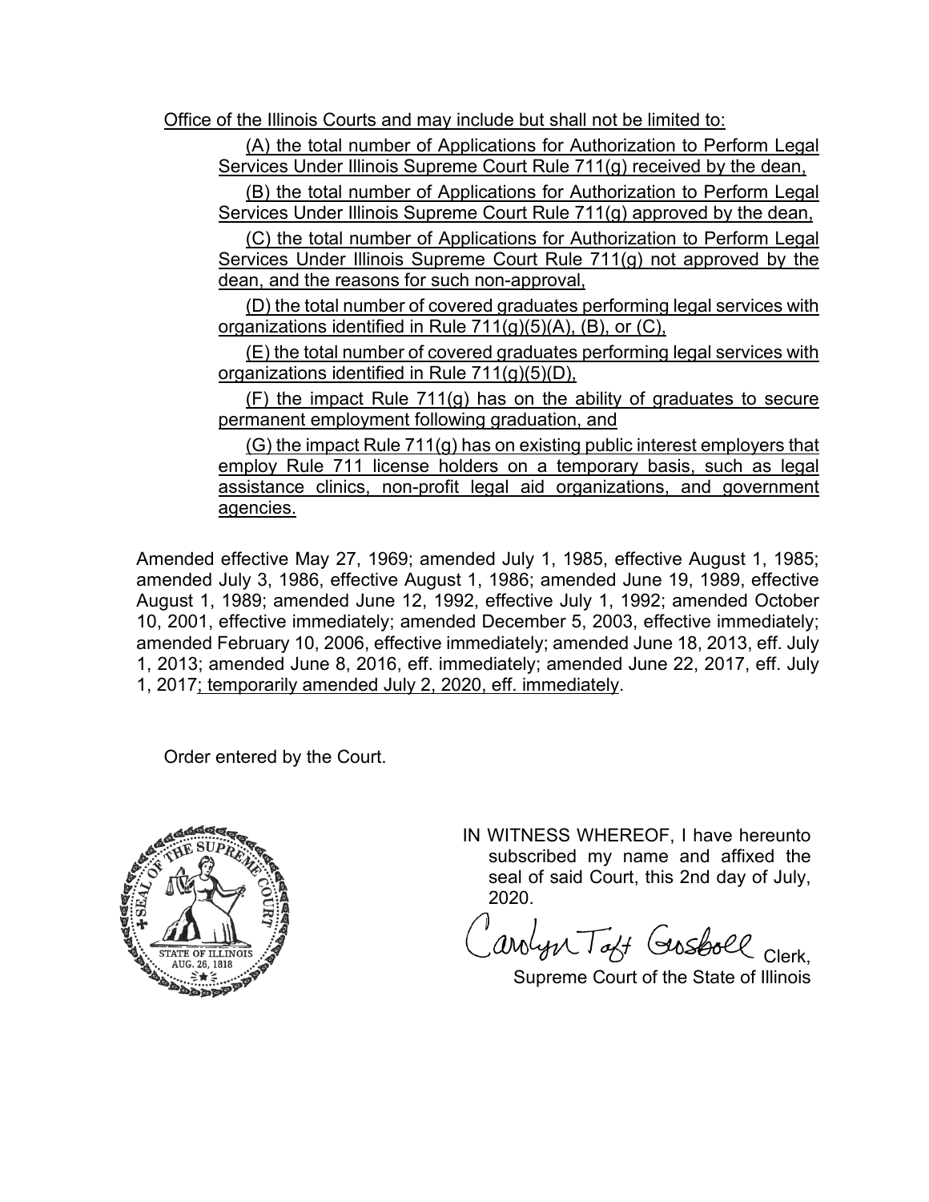Office of the Illinois Courts and may include but shall not be limited to:

(A) the total number of Applications for Authorization to Perform Legal Services Under Illinois Supreme Court Rule 711(g) received by the dean,

(B) the total number of Applications for Authorization to Perform Legal Services Under Illinois Supreme Court Rule 711(g) approved by the dean,

(C) the total number of Applications for Authorization to Perform Legal Services Under Illinois Supreme Court Rule 711(g) not approved by the dean, and the reasons for such non-approval,

(D) the total number of covered graduates performing legal services with organizations identified in Rule 711(g)(5)(A), (B), or (C),

(E) the total number of covered graduates performing legal services with organizations identified in Rule 711(g)(5)(D),

(F) the impact Rule 711(g) has on the ability of graduates to secure permanent employment following graduation, and

(G) the impact Rule 711(g) has on existing public interest employers that employ Rule 711 license holders on a temporary basis, such as legal assistance clinics, non-profit legal aid organizations, and government agencies.

Amended effective May 27, 1969; amended July 1, 1985, effective August 1, 1985; amended July 3, 1986, effective August 1, 1986; amended June 19, 1989, effective August 1, 1989; amended June 12, 1992, effective July 1, 1992; amended October 10, 2001, effective immediately; amended December 5, 2003, effective immediately; amended February 10, 2006, effective immediately; amended June 18, 2013, eff. July 1, 2013; amended June 8, 2016, eff. immediately; amended June 22, 2017, eff. July 1, 2017; temporarily amended July 2, 2020, eff. immediately.

Order entered by the Court.

IN WITNESS WHEREOF, I have hereunto subscribed my name and affixed the seal of said Court, this 2nd day of July, 2020.

Carolyn Taft Grosboll Clerk,
Supreme Court of the State of Illinois